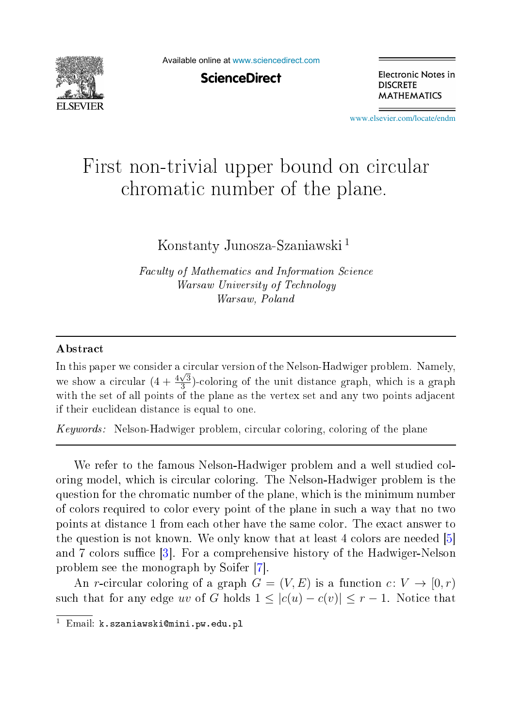# First non-trivial upper bound on circular chromatic number of the plane.

Konstanty Junosza-Szaniawski [1]

*Faculty of Mathematics and Information Science*
*Warsaw University of Technology*
*Warsaw, Poland*

---

### Abstract

In this paper we consider a circular version of the Nelson-Hadwiger problem. Namely, we show a circular $(4 + \frac{4\sqrt{3}}{3})$-coloring of the unit distance graph, which is a graph with the set of all points of the plane as the vertex set and any two points adjacent if their euclidean distance is equal to one.

*Keywords:* Nelson-Hadwiger problem, circular coloring, coloring of the plane

---

We refer to the famous Nelson-Hadwiger problem and a well studied coloring model, which is circular coloring. The Nelson-Hadwiger problem is the question for the chromatic number of the plane, which is the minimum number of colors required to color every point of the plane in such a way that no two points at distance 1 from each other have the same color. The exact answer to the question is not known. We only know that at least 4 colors are needed [5] and 7 colors suffice [3]. For a comprehensive history of the Hadwiger-Nelson problem see the monograph by Soifer [7].

An $r$-circular coloring of a graph $G = (V, E)$ is a function $c\colon V \to [0, r)$ such that for any edge $uv$ of $G$ holds $1 \le |c(u) - c(v)| \le r - 1$. Notice that

---

[1] Email: k.szaniawski@mini.pw.edu.pl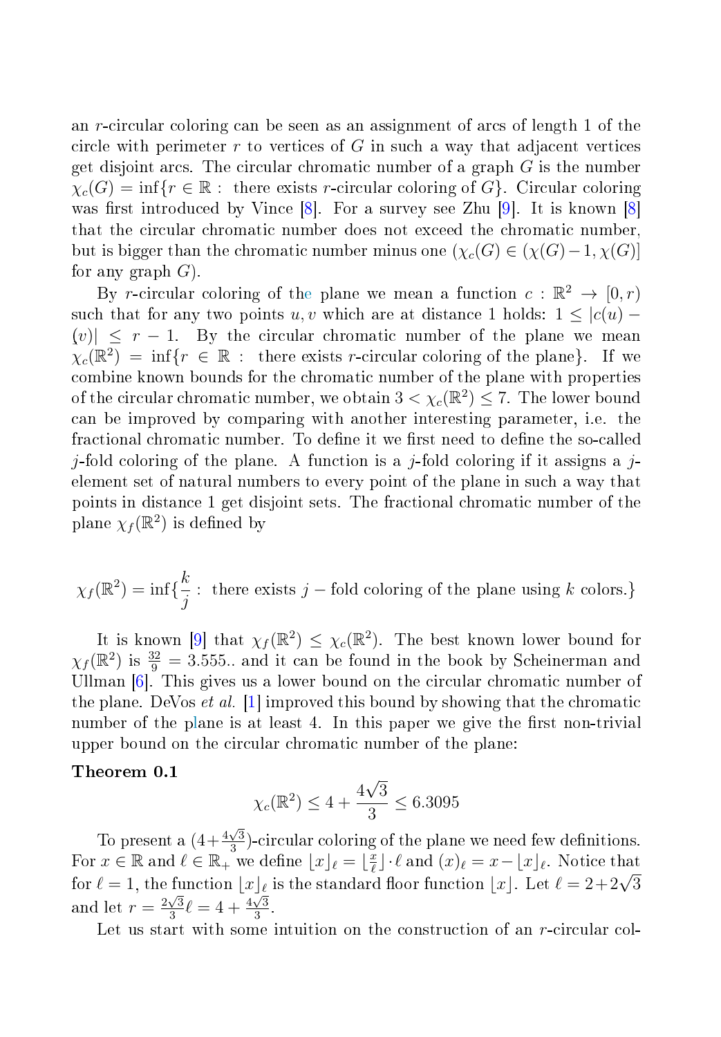an $r$-circular coloring can be seen as an assignment of arcs of length 1 of the circle with perimeter $r$ to vertices of $G$ in such a way that adjacent vertices get disjoint arcs. The circular chromatic number of a graph $G$ is the number $\chi_c(G) = \inf\{r \in \mathbb{R} :$ there exists $r$-circular coloring of $G\}$. Circular coloring was first introduced by Vince [8]. For a survey see Zhu [9]. It is known [8] that the circular chromatic number does not exceed the chromatic number, but is bigger than the chromatic number minus one ($\chi_c(G) \in (\chi(G)-1, \chi(G)]$ for any graph $G$).

By $r$-circular coloring of the plane we mean a function $c : \mathbb{R}^2 \to [0, r)$ such that for any two points $u, v$ which are at distance 1 holds: $1 \leq |c(u) - (v)| \leq r - 1$. By the circular chromatic number of the plane we mean $\chi_c(\mathbb{R}^2) = \inf\{r \in \mathbb{R} :$ there exists $r$-circular coloring of the plane$\}$. If we combine known bounds for the chromatic number of the plane with properties of the circular chromatic number, we obtain $3 < \chi_c(\mathbb{R}^2) \leq 7$. The lower bound can be improved by comparing with another interesting parameter, i.e. the fractional chromatic number. To define it we first need to define the so-called $j$-fold coloring of the plane. A function is a $j$-fold coloring if it assigns a $j$-element set of natural numbers to every point of the plane in such a way that points in distance 1 get disjoint sets. The fractional chromatic number of the plane $\chi_f(\mathbb{R}^2)$ is defined by

$$\chi_f(\mathbb{R}^2) = \inf\{\frac{k}{j} : \text{ there exists } j-\text{fold coloring of the plane using } k \text{ colors.}\}$$

It is known [9] that $\chi_f(\mathbb{R}^2) \leq \chi_c(\mathbb{R}^2)$. The best known lower bound for $\chi_f(\mathbb{R}^2)$ is $\frac{32}{9} = 3.555..$ and it can be found in the book by Scheinerman and Ullman [6]. This gives us a lower bound on the circular chromatic number of the plane. DeVos *et al.* [1] improved this bound by showing that the chromatic number of the plane is at least 4. In this paper we give the first non-trivial upper bound on the circular chromatic number of the plane:

**Theorem 0.1**

$$\chi_c(\mathbb{R}^2) \leq 4 + \frac{4\sqrt{3}}{3} \leq 6.3095$$

To present a $(4+\frac{4\sqrt{3}}{3})$-circular coloring of the plane we need few definitions. For $x \in \mathbb{R}$ and $\ell \in \mathbb{R}_+$ we define $\lfloor x \rfloor_\ell = \lfloor \frac{x}{\ell} \rfloor \cdot \ell$ and $(x)_\ell = x - \lfloor x \rfloor_\ell$. Notice that for $\ell = 1$, the function $\lfloor x \rfloor_\ell$ is the standard floor function $\lfloor x \rfloor$. Let $\ell = 2+2\sqrt{3}$ and let $r = \frac{2\sqrt{3}}{3}\ell = 4 + \frac{4\sqrt{3}}{3}$.

Let us start with some intuition on the construction of an $r$-circular col-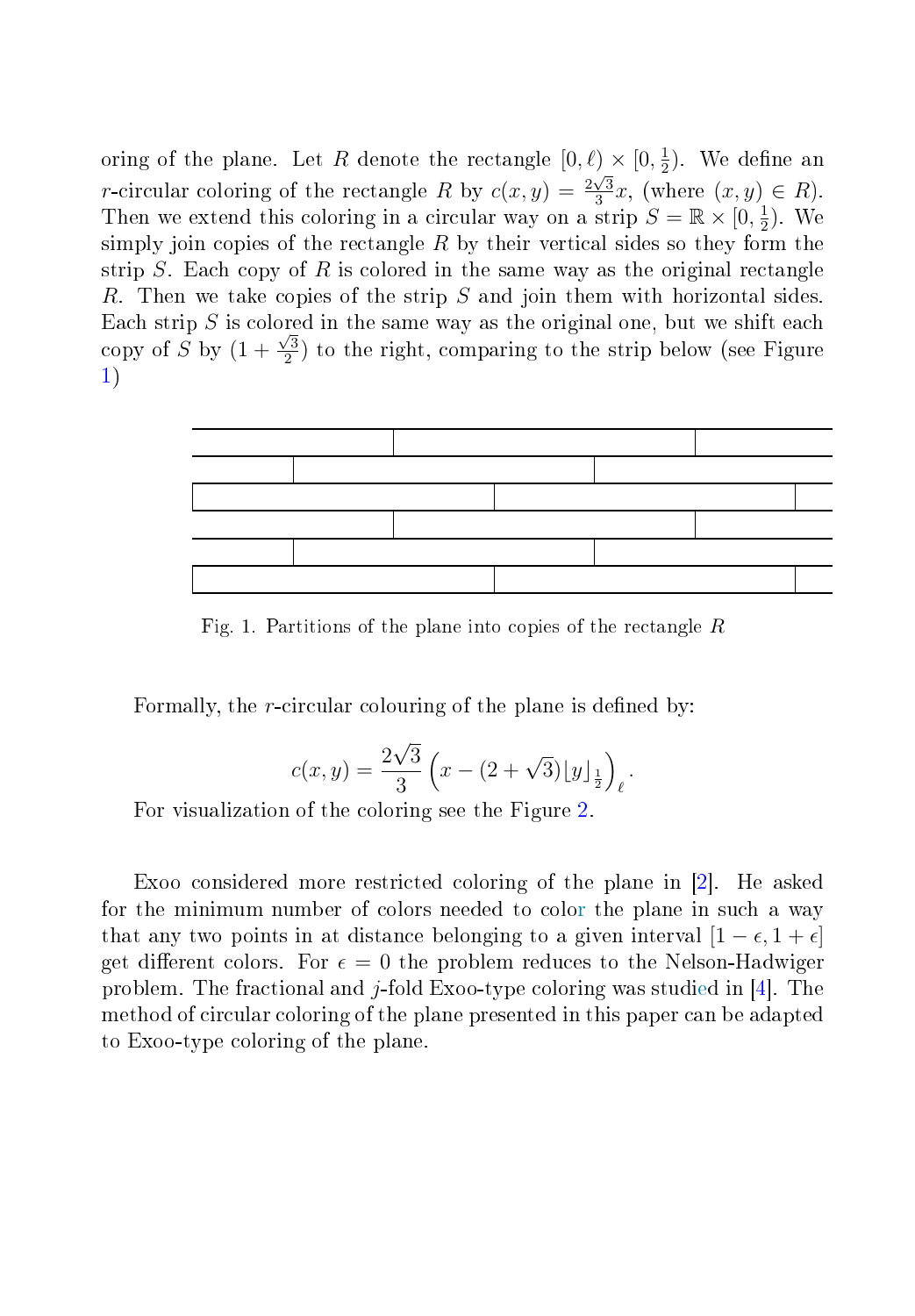oring of the plane. Let $R$ denote the rectangle $[0,\ell) \times [0,\frac{1}{2})$. We define an $r$-circular coloring of the rectangle $R$ by $c(x,y) = \frac{2\sqrt{3}}{3}x$, (where $(x,y) \in R$). Then we extend this coloring in a circular way on a strip $S = \mathbb{R} \times [0,\frac{1}{2})$. We simply join copies of the rectangle $R$ by their vertical sides so they form the strip $S$. Each copy of $R$ is colored in the same way as the original rectangle $R$. Then we take copies of the strip $S$ and join them with horizontal sides. Each strip $S$ is colored in the same way as the original one, but we shift each copy of $S$ by $(1+\frac{\sqrt{3}}{2})$ to the right, comparing to the strip below (see Figure 1)

Fig. 1. Partitions of the plane into copies of the rectangle $R$

Formally, the $r$-circular colouring of the plane is defined by:

$$c(x,y) = \frac{2\sqrt{3}}{3}\left(x - (2+\sqrt{3})\lfloor y \rfloor_{\frac{1}{2}}\right)_{\ell}.$$

For visualization of the coloring see the Figure 2.

Exoo considered more restricted coloring of the plane in [2]. He asked for the minimum number of colors needed to color the plane in such a way that any two points in at distance belonging to a given interval $[1-\epsilon, 1+\epsilon]$ get different colors. For $\epsilon = 0$ the problem reduces to the Nelson-Hadwiger problem. The fractional and $j$-fold Exoo-type coloring was studied in [4]. The method of circular coloring of the plane presented in this paper can be adapted to Exoo-type coloring of the plane.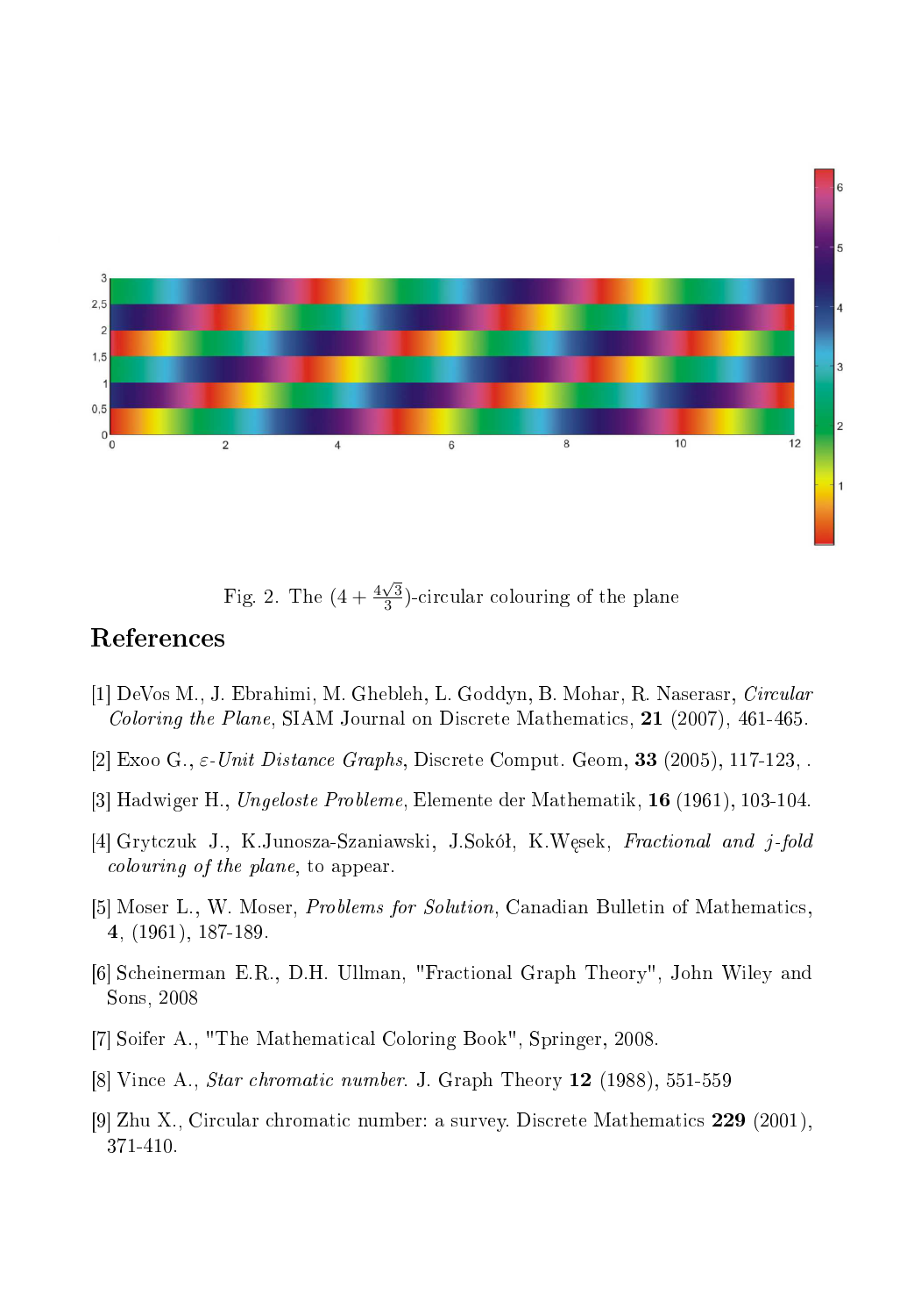3
2,5
2
1,5
1
0,5
0
0 2 4 6 8 10 12

6
5
4
3
2
1

Fig. 2. The $(4 + \frac{4\sqrt{3}}{3})$-circular colouring of the plane

# References

[1] DeVos M., J. Ebrahimi, M. Ghebleh, L. Goddyn, B. Mohar, R. Naserasr, *Circular Coloring the Plane*, SIAM Journal on Discrete Mathematics, **21** (2007), 461-465.

[2] Exoo G., *$\varepsilon$-Unit Distance Graphs*, Discrete Comput. Geom, **33** (2005), 117-123, .

[3] Hadwiger H., *Ungeloste Probleme*, Elemente der Mathematik, **16** (1961), 103-104.

[4] Grytczuk J., K.Junosza-Szaniawski, J.Sokół, K.Węsek, *Fractional and j-fold colouring of the plane*, to appear.

[5] Moser L., W. Moser, *Problems for Solution*, Canadian Bulletin of Mathematics, **4**, (1961), 187-189.

[6] Scheinerman E.R., D.H. Ullman, "Fractional Graph Theory", John Wiley and Sons, 2008

[7] Soifer A., "The Mathematical Coloring Book", Springer, 2008.

[8] Vince A., *Star chromatic number*. J. Graph Theory **12** (1988), 551-559

[9] Zhu X., Circular chromatic number: a survey. Discrete Mathematics **229** (2001), 371-410.